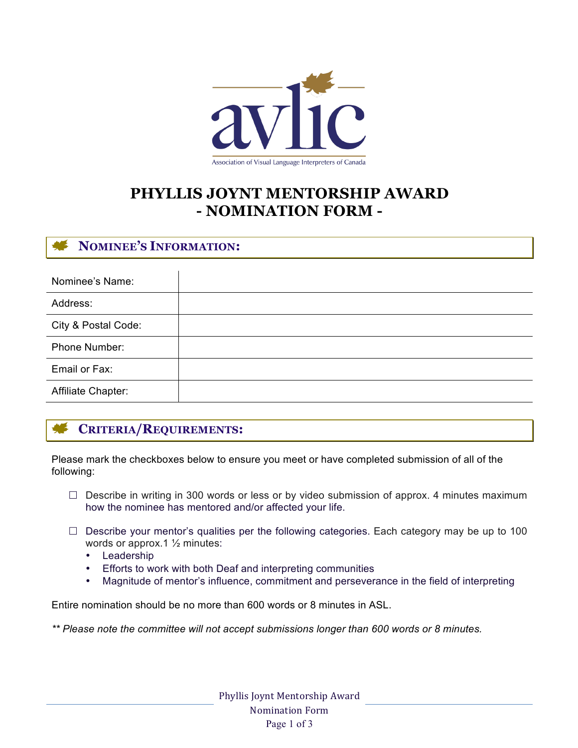avlic

Association of Visual Language Interpreters of Canada

# PHYLLIS JOYNT MENTORSHIP AWARD
# - NOMINATION FORM -

## NOMINEE'S INFORMATION:

| | |
|---|---|
| Nominee's Name: | |
| Address: | |
| City & Postal Code: | |
| Phone Number: | |
| Email or Fax: | |
| Affiliate Chapter: | |

## CRITERIA/REQUIREMENTS:

Please mark the checkboxes below to ensure you meet or have completed submission of all of the following:

- ☐ Describe in writing in 300 words or less or by video submission of approx. 4 minutes maximum how the nominee has mentored and/or affected your life.
- ☐ Describe your mentor's qualities per the following categories. Each category may be up to 100 words or approx.1 ½ minutes:
  - Leadership
  - Efforts to work with both Deaf and interpreting communities
  - Magnitude of mentor's influence, commitment and perseverance in the field of interpreting

Entire nomination should be no more than 600 words or 8 minutes in ASL.

*** Please note the committee will not accept submissions longer than 600 words or 8 minutes.*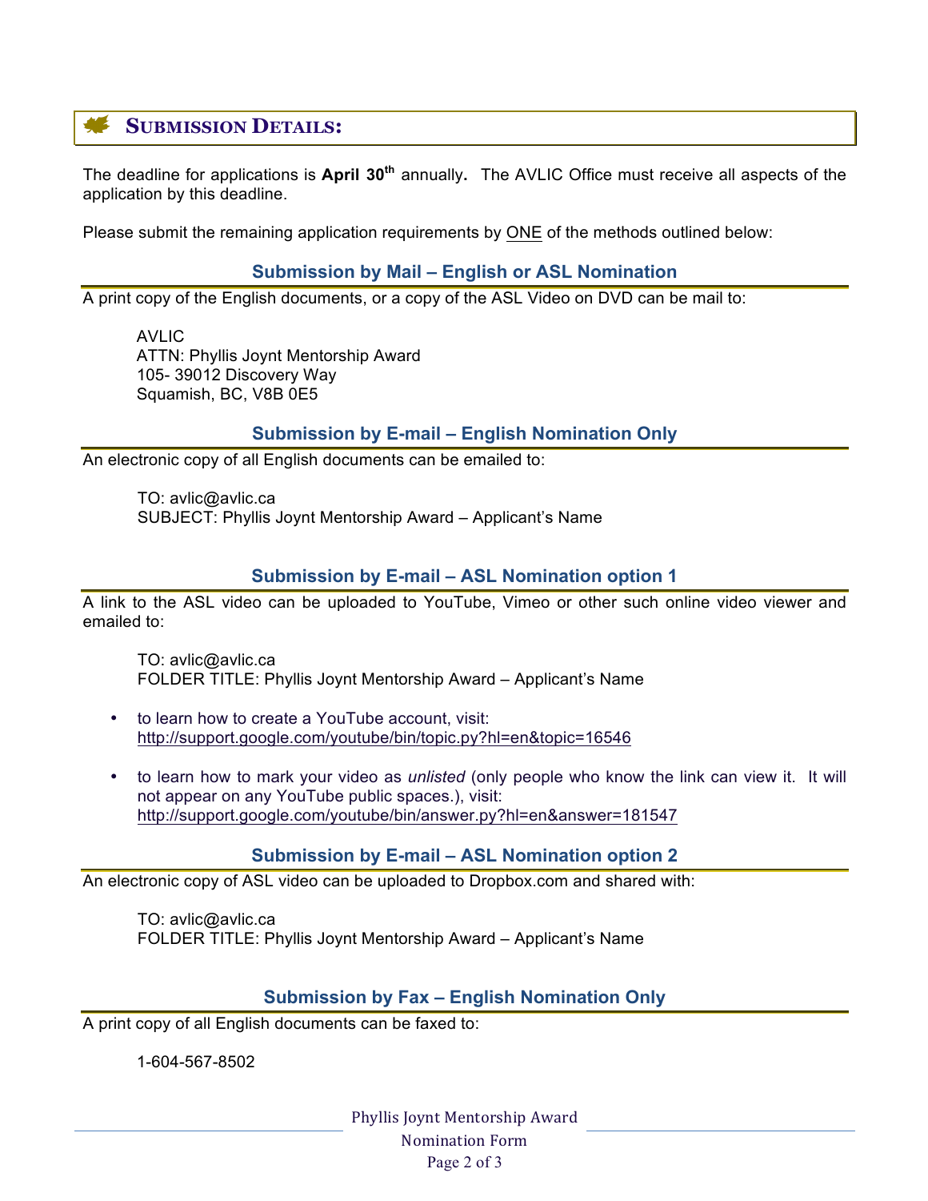## SUBMISSION DETAILS:

The deadline for applications is **April 30th** annually. The AVLIC Office must receive all aspects of the application by this deadline.

Please submit the remaining application requirements by ONE of the methods outlined below:

### Submission by Mail – English or ASL Nomination

A print copy of the English documents, or a copy of the ASL Video on DVD can be mail to:

AVLIC
ATTN: Phyllis Joynt Mentorship Award
105- 39012 Discovery Way
Squamish, BC, V8B 0E5

### Submission by E-mail – English Nomination Only

An electronic copy of all English documents can be emailed to:

TO: avlic@avlic.ca
SUBJECT: Phyllis Joynt Mentorship Award – Applicant's Name

### Submission by E-mail – ASL Nomination option 1

A link to the ASL video can be uploaded to YouTube, Vimeo or other such online video viewer and emailed to:

TO: avlic@avlic.ca
FOLDER TITLE: Phyllis Joynt Mentorship Award – Applicant's Name

- to learn how to create a YouTube account, visit: http://support.google.com/youtube/bin/topic.py?hl=en&topic=16546
- to learn how to mark your video as *unlisted* (only people who know the link can view it. It will not appear on any YouTube public spaces.), visit: http://support.google.com/youtube/bin/answer.py?hl=en&answer=181547

### Submission by E-mail – ASL Nomination option 2

An electronic copy of ASL video can be uploaded to Dropbox.com and shared with:

TO: avlic@avlic.ca
FOLDER TITLE: Phyllis Joynt Mentorship Award – Applicant's Name

### Submission by Fax – English Nomination Only

A print copy of all English documents can be faxed to:

1-604-567-8502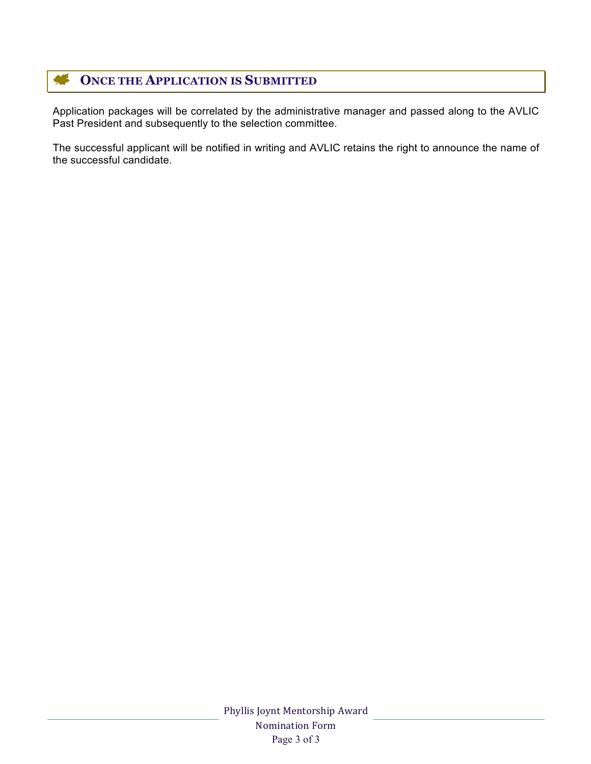## Once the Application is Submitted

Application packages will be correlated by the administrative manager and passed along to the AVLIC Past President and subsequently to the selection committee.

The successful applicant will be notified in writing and AVLIC retains the right to announce the name of the successful candidate.